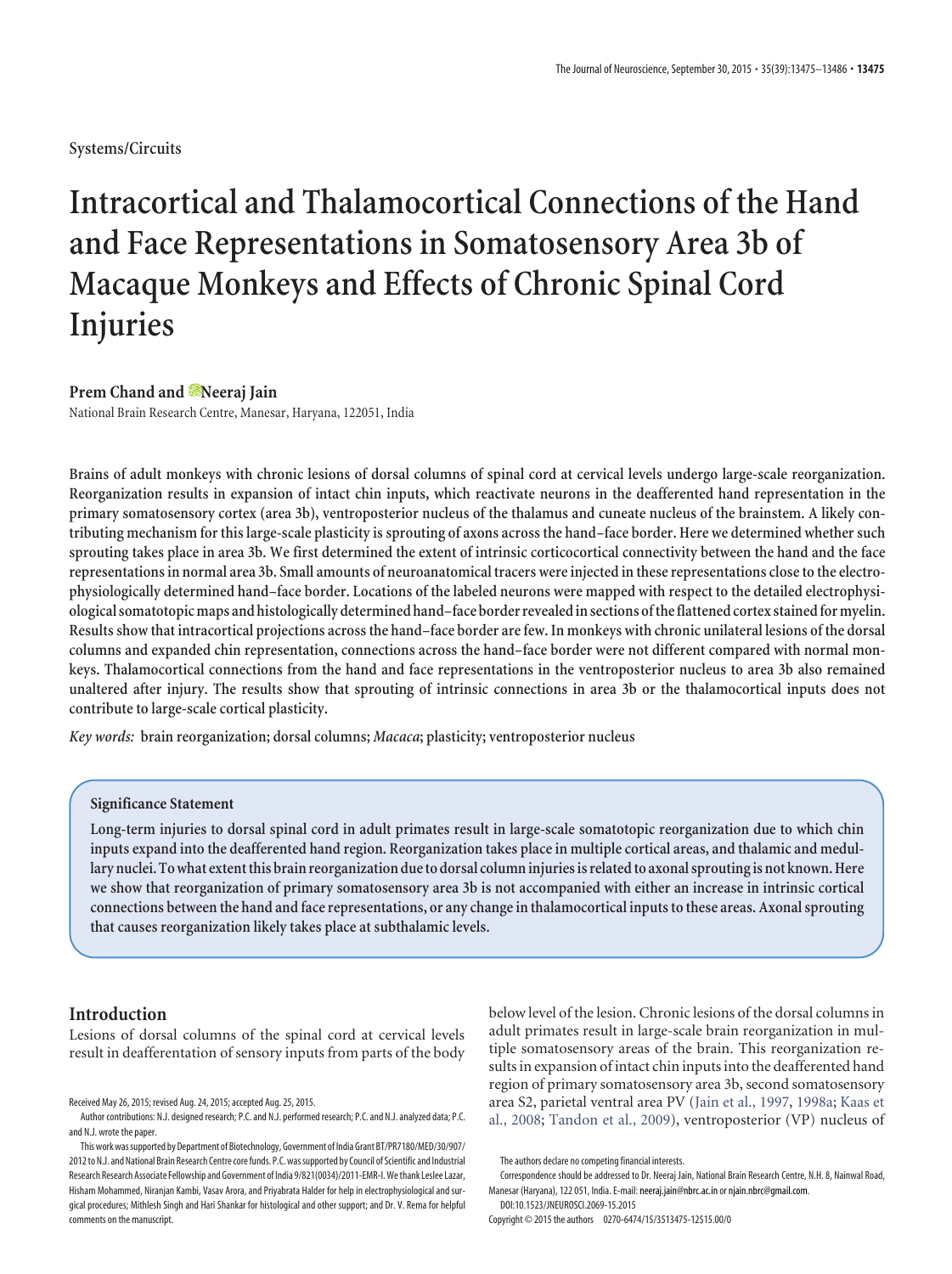Systems/Circuits

# Intracortical and Thalamocortical Connections of the Hand and Face Representations in Somatosensory Area 3b of Macaque Monkeys and Effects of Chronic Spinal Cord Injuries

**Prem Chand and Neeraj Jain**

National Brain Research Centre, Manesar, Haryana, 122051, India

**Brains of adult monkeys with chronic lesions of dorsal columns of spinal cord at cervical levels undergo large-scale reorganization. Reorganization results in expansion of intact chin inputs, which reactivate neurons in the deafferented hand representation in the primary somatosensory cortex (area 3b), ventroposterior nucleus of the thalamus and cuneate nucleus of the brainstem. A likely contributing mechanism for this large-scale plasticity is sprouting of axons across the hand–face border. Here we determined whether such sprouting takes place in area 3b. We first determined the extent of intrinsic corticocortical connectivity between the hand and the face representations in normal area 3b. Small amounts of neuroanatomical tracers were injected in these representations close to the electrophysiologically determined hand–face border. Locations of the labeled neurons were mapped with respect to the detailed electrophysiological somatotopic maps and histologically determined hand–face border revealed in sections of the flattened cortex stained for myelin. Results show that intracortical projections across the hand–face border are few. In monkeys with chronic unilateral lesions of the dorsal columns and expanded chin representation, connections across the hand–face border were not different compared with normal monkeys. Thalamocortical connections from the hand and face representations in the ventroposterior nucleus to area 3b also remained unaltered after injury. The results show that sprouting of intrinsic connections in area 3b or the thalamocortical inputs does not contribute to large-scale cortical plasticity.**

*Key words:* **brain reorganization; dorsal columns; *Macaca*; plasticity; ventroposterior nucleus**

## Significance Statement

**Long-term injuries to dorsal spinal cord in adult primates result in large-scale somatotopic reorganization due to which chin inputs expand into the deafferented hand region. Reorganization takes place in multiple cortical areas, and thalamic and medullary nuclei. To what extent this brain reorganization due to dorsal column injuries is related to axonal sprouting is not known. Here we show that reorganization of primary somatosensory area 3b is not accompanied with either an increase in intrinsic cortical connections between the hand and face representations, or any change in thalamocortical inputs to these areas. Axonal sprouting that causes reorganization likely takes place at subthalamic levels.**

## Introduction

Lesions of dorsal columns of the spinal cord at cervical levels result in deafferentation of sensory inputs from parts of the body below level of the lesion. Chronic lesions of the dorsal columns in adult primates result in large-scale brain reorganization in multiple somatosensory areas of the brain. This reorganization results in expansion of intact chin inputs into the deafferented hand region of primary somatosensory area 3b, second somatosensory area S2, parietal ventral area PV (Jain et al., 1997, 1998a; Kaas et al., 2008; Tandon et al., 2009), ventroposterior (VP) nucleus of

Received May 26, 2015; revised Aug. 24, 2015; accepted Aug. 25, 2015.

Author contributions: N.J. designed research; P.C. and N.J. performed research; P.C. and N.J. analyzed data; P.C. and N.J. wrote the paper.

This work was supported by Department of Biotechnology, Government of India Grant BT/PR7180/MED/30/907/2012 to N.J. and National Brain Research Centre core funds. P.C. was supported by Council of Scientific and Industrial Research Research Associate Fellowship and Government of India 9/821(0034)/2011-EMR-I. We thank Leslee Lazar, Hisham Mohammed, Niranjan Kambi, Vasav Arora, and Priyabrata Halder for help in electrophysiological and surgical procedures; Mithlesh Singh and Hari Shankar for histological and other support; and Dr. V. Rema for helpful comments on the manuscript.

The authors declare no competing financial interests.

Correspondence should be addressed to Dr. Neeraj Jain, National Brain Research Centre, N.H. 8, Nainwal Road, Manesar (Haryana), 122 051, India. E-mail: neeraj.jain@nbrc.ac.in or njain.nbrc@gmail.com.

DOI:10.1523/JNEUROSCI.2069-15.2015

Copyright © 2015 the authors 0270-6474/15/3513475-12$15.00/0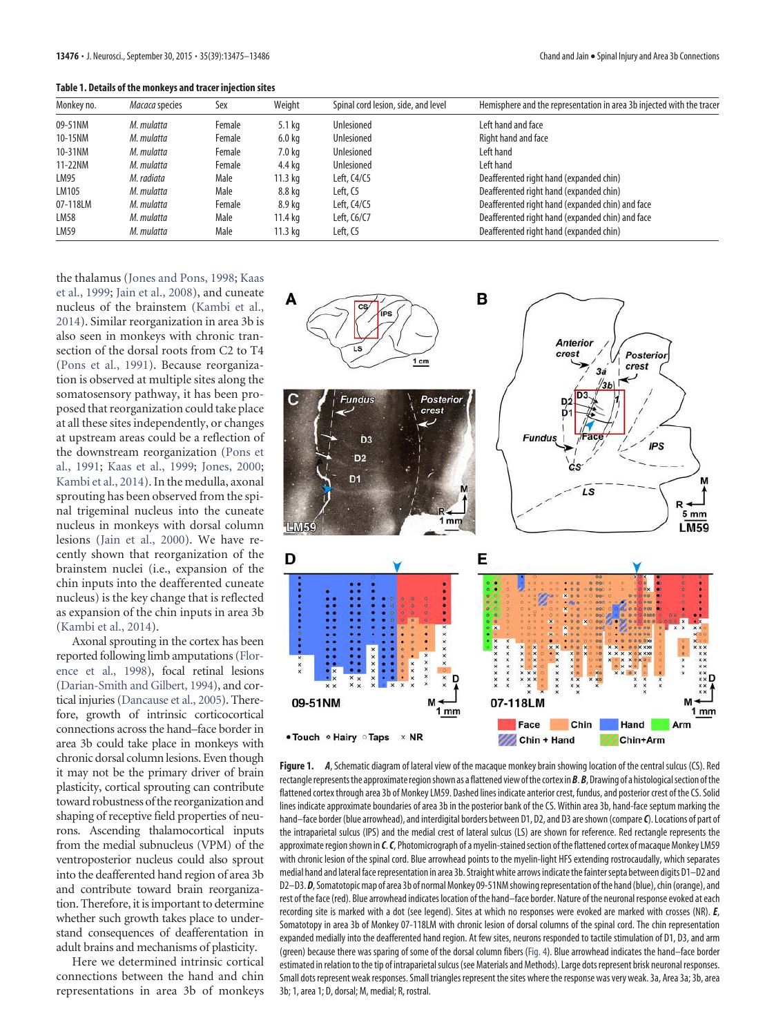**Table 1. Details of the monkeys and tracer injection sites**

| Monkey no. | *Macaca* species | Sex | Weight | Spinal cord lesion, side, and level | Hemisphere and the representation in area 3b injected with the tracer |
|---|---|---|---|---|---|
| 09-51NM | *M. mulatta* | Female | 5.1 kg | Unlesioned | Left hand and face |
| 10-15NM | *M. mulatta* | Female | 6.0 kg | Unlesioned | Right hand and face |
| 10-31NM | *M. mulatta* | Female | 7.0 kg | Unlesioned | Left hand |
| 11-22NM | *M. mulatta* | Female | 4.4 kg | Unlesioned | Left hand |
| LM95 | *M. radiata* | Male | 11.3 kg | Left, C4/C5 | Deafferented right hand (expanded chin) |
| LM105 | *M. mulatta* | Male | 8.8 kg | Left, C5 | Deafferented right hand (expanded chin) |
| 07-118LM | *M. mulatta* | Female | 8.9 kg | Left, C4/C5 | Deafferented right hand (expanded chin) and face |
| LM58 | *M. mulatta* | Male | 11.4 kg | Left, C6/C7 | Deafferented right hand (expanded chin) and face |
| LM59 | *M. mulatta* | Male | 11.3 kg | Left, C5 | Deafferented right hand (expanded chin) |

the thalamus (Jones and Pons, 1998; Kaas et al., 1999; Jain et al., 2008), and cuneate nucleus of the brainstem (Kambi et al., 2014). Similar reorganization in area 3b is also seen in monkeys with chronic transection of the dorsal roots from C2 to T4 (Pons et al., 1991). Because reorganization is observed at multiple sites along the somatosensory pathway, it has been proposed that reorganization could take place at all these sites independently, or changes at upstream areas could be a reflection of the downstream reorganization (Pons et al., 1991; Kaas et al., 1999; Jones, 2000; Kambi et al., 2014). In the medulla, axonal sprouting has been observed from the spinal trigeminal nucleus into the cuneate nucleus in monkeys with dorsal column lesions (Jain et al., 2000). We have recently shown that reorganization of the brainstem nuclei (i.e., expansion of the chin inputs into the deafferented cuneate nucleus) is the key change that is reflected as expansion of the chin inputs in area 3b (Kambi et al., 2014).

Axonal sprouting in the cortex has been reported following limb amputations (Florence et al., 1998), focal retinal lesions (Darian-Smith and Gilbert, 1994), and cortical injuries (Dancause et al., 2005). Therefore, growth of intrinsic corticocortical connections across the hand–face border in area 3b could take place in monkeys with chronic dorsal column lesions. Even though it may not be the primary driver of brain plasticity, cortical sprouting can contribute toward robustness of the reorganization and shaping of receptive field properties of neurons. Ascending thalamocortical inputs from the medial subnucleus (VPM) of the ventroposterior nucleus could also sprout into the deafferented hand region of area 3b and contribute toward brain reorganization. Therefore, it is important to determine whether such growth takes place to understand consequences of deafferentation in adult brains and mechanisms of plasticity.

Here we determined intrinsic cortical connections between the hand and chin representations in area 3b of monkeys

**Figure 1.** ***A***, Schematic diagram of lateral view of the macaque monkey brain showing location of the central sulcus (CS). Red rectangle represents the approximate region shown as a flattened view of the cortex in ***B***. ***B***, Drawing of a histological section of the flattened cortex through area 3b of Monkey LM59. Dashed lines indicate anterior crest, fundus, and posterior crest of the CS. Solid lines indicate approximate boundaries of area 3b in the posterior bank of the CS. Within area 3b, hand-face septum marking the hand–face border (blue arrowhead), and interdigital borders between D1, D2, and D3 are shown (compare ***C***). Locations of part of the intraparietal sulcus (IPS) and the medial crest of lateral sulcus (LS) are shown for reference. Red rectangle represents the approximate region shown in ***C***. ***C***, Photomicrograph of a myelin-stained section of the flattened cortex of macaque Monkey LM59 with chronic lesion of the spinal cord. Blue arrowhead points to the myelin-light HFS extending rostrocaudally, which separates medial hand and lateral face representation in area 3b. Straight white arrows indicate the fainter septa between digits D1–D2 and D2–D3. ***D***, Somatotopic map of area 3b of normal Monkey 09-51NM showing representation of the hand (blue), chin (orange), and rest of the face (red). Blue arrowhead indicates location of the hand–face border. Nature of the neuronal response evoked at each recording site is marked with a dot (see legend). Sites at which no responses were evoked are marked with crosses (NR). ***E***, Somatotopy in area 3b of Monkey 07-118LM with chronic lesion of dorsal columns of the spinal cord. The chin representation expanded medially into the deafferented hand region. At few sites, neurons responded to tactile stimulation of D1, D3, and arm (green) because there was sparing of some of the dorsal column fibers (Fig. 4). Blue arrowhead indicates the hand–face border estimated in relation to the tip of intraparietal sulcus (see Materials and Methods). Large dots represent brisk neuronal responses. Small dots represent weak responses. Small triangles represent the sites where the response was very weak. 3a, Area 3a; 3b, area 3b; 1, area 1; D, dorsal; M, medial; R, rostral.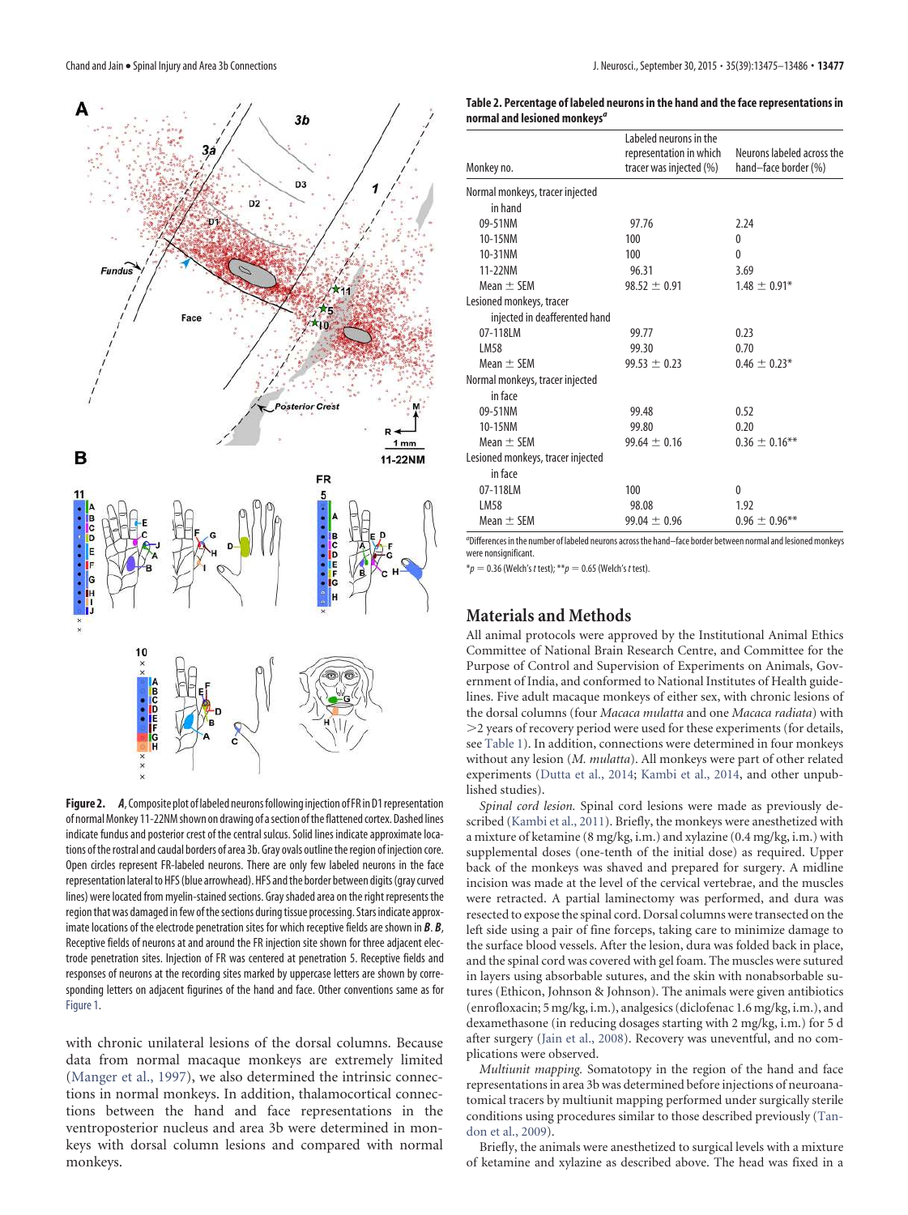**Figure 2.** ***A***, Composite plot of labeled neurons following injection of FR in D1 representation of normal Monkey 11-22NM shown on drawing of a section of the flattened cortex. Dashed lines indicate fundus and posterior crest of the central sulcus. Solid lines indicate approximate locations of the rostral and caudal borders of area 3b. Gray ovals outline the region of injection core. Open circles represent FR-labeled neurons. There are only few labeled neurons in the face representation lateral to HFS (blue arrowhead). HFS and the border between digits (gray curved lines) were located from myelin-stained sections. Gray shaded area on the right represents the region that was damaged in few of the sections during tissue processing. Stars indicate approximate locations of the electrode penetration sites for which receptive fields are shown in ***B***. ***B***, Receptive fields of neurons at and around the FR injection site shown for three adjacent electrode penetration sites. Injection of FR was centered at penetration 5. Receptive fields and responses of neurons at the recording sites marked by uppercase letters are shown by corresponding letters on adjacent figurines of the hand and face. Other conventions same as for Figure 1.

with chronic unilateral lesions of the dorsal columns. Because data from normal macaque monkeys are extremely limited (Manger et al., 1997), we also determined the intrinsic connections in normal monkeys. In addition, thalamocortical connections between the hand and face representations in the ventroposterior nucleus and area 3b were determined in monkeys with dorsal column lesions and compared with normal monkeys.

**Table 2. Percentage of labeled neurons in the hand and the face representations in normal and lesioned monkeys[a]**

| Monkey no. | Labeled neurons in the representation in which tracer was injected (%) | Neurons labeled across the hand–face border (%) |
|---|---|---|
| Normal monkeys, tracer injected in hand | | |
| 09-51NM | 97.76 | 2.24 |
| 10-15NM | 100 | 0 |
| 10-31NM | 100 | 0 |
| 11-22NM | 96.31 | 3.69 |
| Mean ± SEM | 98.52 ± 0.91 | 1.48 ± 0.91* |
| Lesioned monkeys, tracer injected in deafferented hand | | |
| 07-118LM | 99.77 | 0.23 |
| LM58 | 99.30 | 0.70 |
| Mean ± SEM | 99.53 ± 0.23 | 0.46 ± 0.23* |
| Normal monkeys, tracer injected in face | | |
| 09-51NM | 99.48 | 0.52 |
| 10-15NM | 99.80 | 0.20 |
| Mean ± SEM | 99.64 ± 0.16 | 0.36 ± 0.16** |
| Lesioned monkeys, tracer injected in face | | |
| 07-118LM | 100 | 0 |
| LM58 | 98.08 | 1.92 |
| Mean ± SEM | 99.04 ± 0.96 | 0.96 ± 0.96** |

[a]Differences in the number of labeled neurons across the hand–face border between normal and lesioned monkeys were nonsignificant.

*$p = 0.36$ (Welch's *t* test); **$p = 0.65$ (Welch's *t* test).

## Materials and Methods

All animal protocols were approved by the Institutional Animal Ethics Committee of National Brain Research Centre, and Committee for the Purpose of Control and Supervision of Experiments on Animals, Government of India, and conformed to National Institutes of Health guidelines. Five adult macaque monkeys of either sex, with chronic lesions of the dorsal columns (four *Macaca mulatta* and one *Macaca radiata*) with >2 years of recovery period were used for these experiments (for details, see Table 1). In addition, connections were determined in four monkeys without any lesion (*M. mulatta*). All monkeys were part of other related experiments (Dutta et al., 2014; Kambi et al., 2014, and other unpublished studies).

*Spinal cord lesion.* Spinal cord lesions were made as previously described (Kambi et al., 2011). Briefly, the monkeys were anesthetized with a mixture of ketamine (8 mg/kg, i.m.) and xylazine (0.4 mg/kg, i.m.) with supplemental doses (one-tenth of the initial dose) as required. Upper back of the monkeys was shaved and prepared for surgery. A midline incision was made at the level of the cervical vertebrae, and the muscles were retracted. A partial laminectomy was performed, and dura was resected to expose the spinal cord. Dorsal columns were transected on the left side using a pair of fine forceps, taking care to minimize damage to the surface blood vessels. After the lesion, dura was folded back in place, and the spinal cord was covered with gel foam. The muscles were sutured in layers using absorbable sutures, and the skin with nonabsorbable sutures (Ethicon, Johnson & Johnson). The animals were given antibiotics (enrofloxacin; 5 mg/kg, i.m.), analgesics (diclofenac 1.6 mg/kg, i.m.), and dexamethasone (in reducing dosages starting with 2 mg/kg, i.m.) for 5 d after surgery (Jain et al., 2008). Recovery was uneventful, and no complications were observed.

*Multiunit mapping.* Somatotopy in the region of the hand and face representations in area 3b was determined before injections of neuroanatomical tracers by multiunit mapping performed under surgically sterile conditions using procedures similar to those described previously (Tandon et al., 2009).

Briefly, the animals were anesthetized to surgical levels with a mixture of ketamine and xylazine as described above. The head was fixed in a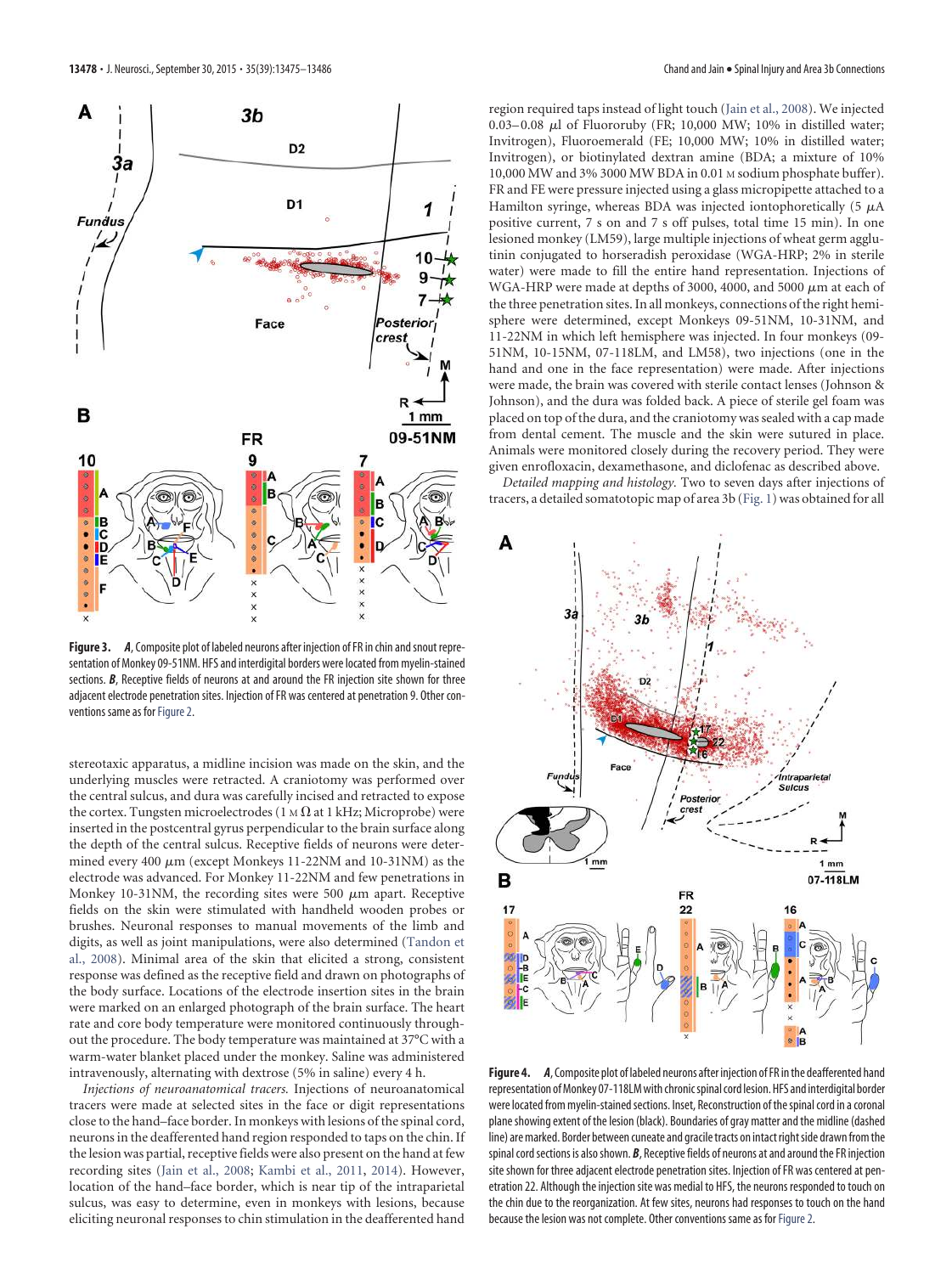**Figure 3.** ***A***, Composite plot of labeled neurons after injection of FR in chin and snout representation of Monkey 09-51NM. HFS and interdigital borders were located from myelin-stained sections. ***B***, Receptive fields of neurons at and around the FR injection site shown for three adjacent electrode penetration sites. Injection of FR was centered at penetration 9. Other conventions same as for Figure 2.

stereotaxic apparatus, a midline incision was made on the skin, and the underlying muscles were retracted. A craniotomy was performed over the central sulcus, and dura was carefully incised and retracted to expose the cortex. Tungsten microelectrodes (1 MΩ at 1 kHz; Microprobe) were inserted in the postcentral gyrus perpendicular to the brain surface along the depth of the central sulcus. Receptive fields of neurons were determined every 400 μm (except Monkeys 11-22NM and 10-31NM) as the electrode was advanced. For Monkey 11-22NM and few penetrations in Monkey 10-31NM, the recording sites were 500 μm apart. Receptive fields on the skin were stimulated with handheld wooden probes or brushes. Neuronal responses to manual movements of the limb and digits, as well as joint manipulations, were also determined (Tandon et al., 2008). Minimal area of the skin that elicited a strong, consistent response was defined as the receptive field and drawn on photographs of the body surface. Locations of the electrode insertion sites in the brain were marked on an enlarged photograph of the brain surface. The heart rate and core body temperature were monitored continuously throughout the procedure. The body temperature was maintained at 37°C with a warm-water blanket placed under the monkey. Saline was administered intravenously, alternating with dextrose (5% in saline) every 4 h.

*Injections of neuroanatomical tracers.* Injections of neuroanatomical tracers were made at selected sites in the face or digit representations close to the hand–face border. In monkeys with lesions of the spinal cord, neurons in the deafferented hand region responded to taps on the chin. If the lesion was partial, receptive fields were also present on the hand at few recording sites (Jain et al., 2008; Kambi et al., 2011, 2014). However, location of the hand–face border, which is near tip of the intraparietal sulcus, was easy to determine, even in monkeys with lesions, because eliciting neuronal responses to chin stimulation in the deafferented hand region required taps instead of light touch (Jain et al., 2008). We injected 0.03–0.08 μl of Fluororuby (FR; 10,000 MW; 10% in distilled water; Invitrogen), Fluoroemerald (FE; 10,000 MW; 10% in distilled water; Invitrogen), or biotinylated dextran amine (BDA; a mixture of 10% 10,000 MW and 3% 3000 MW BDA in 0.01 M sodium phosphate buffer). FR and FE were pressure injected using a glass micropipette attached to a Hamilton syringe, whereas BDA was injected iontophoretically (5 μA positive current, 7 s on and 7 s off pulses, total time 15 min). In one lesioned monkey (LM59), large multiple injections of wheat germ agglutinin conjugated to horseradish peroxidase (WGA-HRP; 2% in sterile water) were made to fill the entire hand representation. Injections of WGA-HRP were made at depths of 3000, 4000, and 5000 μm at each of the three penetration sites. In all monkeys, connections of the right hemisphere were determined, except Monkeys 09-51NM, 10-31NM, and 11-22NM in which left hemisphere was injected. In four monkeys (09-51NM, 10-15NM, 07-118LM, and LM58), two injections (one in the hand and one in the face representation) were made. After injections were made, the brain was covered with sterile contact lenses (Johnson & Johnson), and the dura was folded back. A piece of sterile gel foam was placed on top of the dura, and the craniotomy was sealed with a cap made from dental cement. The muscle and the skin were sutured in place. Animals were monitored closely during the recovery period. They were given enrofloxacin, dexamethasone, and diclofenac as described above.

*Detailed mapping and histology.* Two to seven days after injections of tracers, a detailed somatotopic map of area 3b (Fig. 1) was obtained for all

**Figure 4.** ***A***, Composite plot of labeled neurons after injection of FR in the deafferented hand representation of Monkey 07-118LM with chronic spinal cord lesion. HFS and interdigital border were located from myelin-stained sections. Inset, Reconstruction of the spinal cord in a coronal plane showing extent of the lesion (black). Boundaries of gray matter and the midline (dashed line) are marked. Border between cuneate and gracile tracts on intact right side drawn from the spinal cord sections is also shown. ***B***, Receptive fields of neurons at and around the FR injection site shown for three adjacent electrode penetration sites. Injection of FR was centered at penetration 22. Although the injection site was medial to HFS, the neurons responded to touch on the chin due to the reorganization. At few sites, neurons had responses to touch on the hand because the lesion was not complete. Other conventions same as for Figure 2.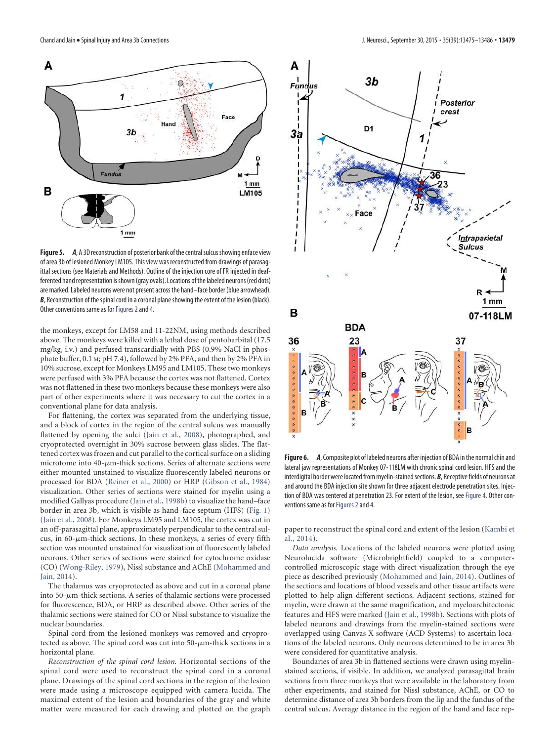**Figure 5.** ***A***, A 3D reconstruction of posterior bank of the central sulcus showing enface view of area 3b of lesioned Monkey LM105. This view was reconstructed from drawings of parasagittal sections (see Materials and Methods). Outline of the injection core of FR injected in deafferented hand representation is shown (gray ovals). Locations of the labeled neurons (red dots) are marked. Labeled neurons were not present across the hand–face border (blue arrowhead). ***B***, Reconstruction of the spinal cord in a coronal plane showing the extent of the lesion (black). Other conventions same as for Figures 2 and 4.

the monkeys, except for LM58 and 11-22NM, using methods described above. The monkeys were killed with a lethal dose of pentobarbital (17.5 mg/kg, i.v.) and perfused transcardially with PBS (0.9% NaCl in phosphate buffer, 0.1 M; pH 7.4), followed by 2% PFA, and then by 2% PFA in 10% sucrose, except for Monkeys LM95 and LM105. These two monkeys were perfused with 3% PFA because the cortex was not flattened. Cortex was not flattened in these two monkeys because these monkeys were also part of other experiments where it was necessary to cut the cortex in a conventional plane for data analysis.

For flattening, the cortex was separated from the underlying tissue, and a block of cortex in the region of the central sulcus was manually flattened by opening the sulci (Jain et al., 2008), photographed, and cryoprotected overnight in 30% sucrose between glass slides. The flattened cortex was frozen and cut parallel to the cortical surface on a sliding microtome into 40-$\mu$m-thick sections. Series of alternate sections were either mounted unstained to visualize fluorescently labeled neurons or processed for BDA (Reiner et al., 2000) or HRP (Gibson et al., 1984) visualization. Other series of sections were stained for myelin using a modified Gallyas procedure (Jain et al., 1998b) to visualize the hand–face border in area 3b, which is visible as hand–face septum (HFS) (Fig. 1) (Jain et al., 2008). For Monkeys LM95 and LM105, the cortex was cut in an off-parasagittal plane, approximately perpendicular to the central sulcus, in 60-$\mu$m-thick sections. In these monkeys, a series of every fifth section was mounted unstained for visualization of fluorescently labeled neurons. Other series of sections were stained for cytochrome oxidase (CO) (Wong-Riley, 1979), Nissl substance and AChE (Mohammed and Jain, 2014).

The thalamus was cryoprotected as above and cut in a coronal plane into 50-$\mu$m-thick sections. A series of thalamic sections were processed for fluorescence, BDA, or HRP as described above. Other series of the thalamic sections were stained for CO or Nissl substance to visualize the nuclear boundaries.

Spinal cord from the lesioned monkeys was removed and cryoprotected as above. The spinal cord was cut into 50-$\mu$m-thick sections in a horizontal plane.

*Reconstruction of the spinal cord lesion.* Horizontal sections of the spinal cord were used to reconstruct the spinal cord in a coronal plane. Drawings of the spinal cord sections in the region of the lesion were made using a microscope equipped with camera lucida. The maximal extent of the lesion and boundaries of the gray and white matter were measured for each drawing and plotted on the graph paper to reconstruct the spinal cord and extent of the lesion (Kambi et al., 2014).

**Figure 6.** ***A***, Composite plot of labeled neurons after injection of BDA in the normal chin and lateral jaw representations of Monkey 07-118LM with chronic spinal cord lesion. HFS and the interdigital border were located from myelin-stained sections. ***B***, Receptive fields of neurons at and around the BDA injection site shown for three adjacent electrode penetration sites. Injection of BDA was centered at penetration 23. For extent of the lesion, see Figure 4. Other conventions same as for Figures 2 and 4.

*Data analysis.* Locations of the labeled neurons were plotted using Neurolucida software (Microbrightfield) coupled to a computer-controlled microscopic stage with direct visualization through the eye piece as described previously (Mohammed and Jain, 2014). Outlines of the sections and locations of blood vessels and other tissue artifacts were plotted to help align different sections. Adjacent sections, stained for myelin, were drawn at the same magnification, and myeloarchitectonic features and HFS were marked (Jain et al., 1998b). Sections with plots of labeled neurons and drawings from the myelin-stained sections were overlapped using Canvas X software (ACD Systems) to ascertain locations of the labeled neurons. Only neurons determined to be in area 3b were considered for quantitative analysis.

Boundaries of area 3b in flattened sections were drawn using myelin-stained sections, if visible. In addition, we analyzed parasagittal brain sections from three monkeys that were available in the laboratory from other experiments, and stained for Nissl substance, AChE, or CO to determine distance of area 3b borders from the lip and the fundus of the central sulcus. Average distance in the region of the hand and face rep-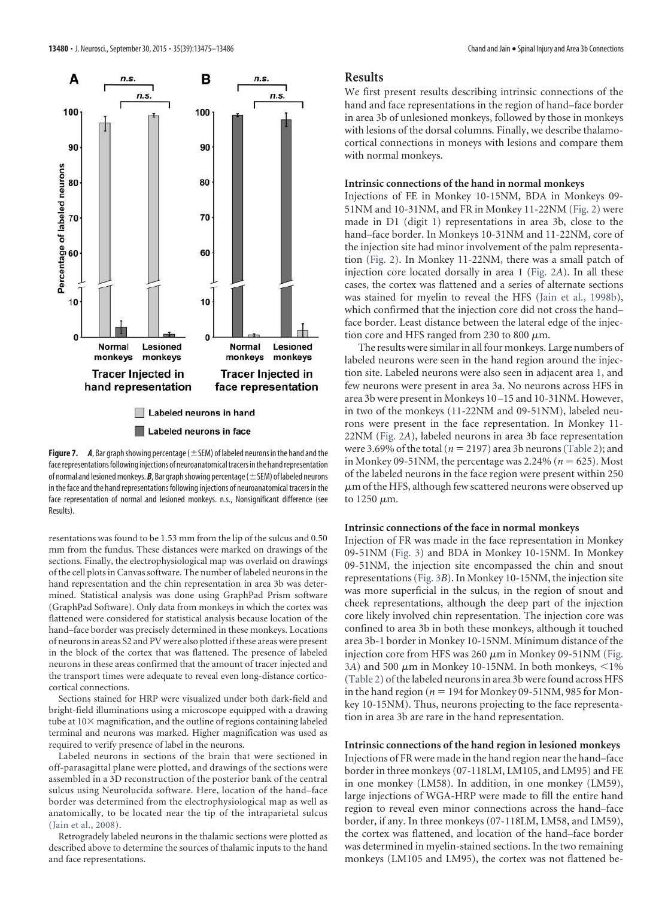**Figure 7.** ***A***, Bar graph showing percentage (±SEM) of labeled neurons in the hand and the face representations following injections of neuroanatomical tracers in the hand representation of normal and lesioned monkeys. ***B***, Bar graph showing percentage (±SEM) of labeled neurons in the face and the hand representations following injections of neuroanatomical tracers in the face representation of normal and lesioned monkeys. n.s., Nonsignificant difference (see Results).

resentations was found to be 1.53 mm from the lip of the sulcus and 0.50 mm from the fundus. These distances were marked on drawings of the sections. Finally, the electrophysiological map was overlaid on drawings of the cell plots in Canvas software. The number of labeled neurons in the hand representation and the chin representation in area 3b was determined. Statistical analysis was done using GraphPad Prism software (GraphPad Software). Only data from monkeys in which the cortex was flattened were considered for statistical analysis because location of the hand–face border was precisely determined in these monkeys. Locations of neurons in areas S2 and PV were also plotted if these areas were present in the block of the cortex that was flattened. The presence of labeled neurons in these areas confirmed that the amount of tracer injected and the transport times were adequate to reveal even long-distance corticocortical connections.

Sections stained for HRP were visualized under both dark-field and bright-field illuminations using a microscope equipped with a drawing tube at 10× magnification, and the outline of regions containing labeled terminal and neurons was marked. Higher magnification was used as required to verify presence of label in the neurons.

Labeled neurons in sections of the brain that were sectioned in off-parasagittal plane were plotted, and drawings of the sections were assembled in a 3D reconstruction of the posterior bank of the central sulcus using Neurolucida software. Here, location of the hand–face border was determined from the electrophysiological map as well as anatomically, to be located near the tip of the intraparietal sulcus (Jain et al., 2008).

Retrogradely labeled neurons in the thalamic sections were plotted as described above to determine the sources of thalamic inputs to the hand and face representations.

## Results

We first present results describing intrinsic connections of the hand and face representations in the region of hand–face border in area 3b of unlesioned monkeys, followed by those in monkeys with lesions of the dorsal columns. Finally, we describe thalamocortical connections in moneys with lesions and compare them with normal monkeys.

### Intrinsic connections of the hand in normal monkeys

Injections of FE in Monkey 10-15NM, BDA in Monkeys 09-51NM and 10-31NM, and FR in Monkey 11-22NM (Fig. 2) were made in D1 (digit 1) representations in area 3b, close to the hand–face border. In Monkeys 10-31NM and 11-22NM, core of the injection site had minor involvement of the palm representation (Fig. 2). In Monkey 11-22NM, there was a small patch of injection core located dorsally in area 1 (Fig. 2*A*). In all these cases, the cortex was flattened and a series of alternate sections was stained for myelin to reveal the HFS (Jain et al., 1998b), which confirmed that the injection core did not cross the hand–face border. Least distance between the lateral edge of the injection core and HFS ranged from 230 to 800 $\mu$m.

The results were similar in all four monkeys. Large numbers of labeled neurons were seen in the hand region around the injection site. Labeled neurons were also seen in adjacent area 1, and few neurons were present in area 3a. No neurons across HFS in area 3b were present in Monkeys 10–15 and 10-31NM. However, in two of the monkeys (11-22NM and 09-51NM), labeled neurons were present in the face representation. In Monkey 11-22NM (Fig. 2*A*), labeled neurons in area 3b face representation were 3.69% of the total ($n = 2197$) area 3b neurons (Table 2); and in Monkey 09-51NM, the percentage was 2.24% ($n = 625$). Most of the labeled neurons in the face region were present within 250 $\mu$m of the HFS, although few scattered neurons were observed up to 1250 $\mu$m.

### Intrinsic connections of the face in normal monkeys

Injection of FR was made in the face representation in Monkey 09-51NM (Fig. 3) and BDA in Monkey 10-15NM. In Monkey 09-51NM, the injection site encompassed the chin and snout representations (Fig. 3*B*). In Monkey 10-15NM, the injection site was more superficial in the sulcus, in the region of snout and cheek representations, although the deep part of the injection core likely involved chin representation. The injection core was confined to area 3b in both these monkeys, although it touched area 3b-1 border in Monkey 10-15NM. Minimum distance of the injection core from HFS was 260 $\mu$m in Monkey 09-51NM (Fig. 3*A*) and 500 $\mu$m in Monkey 10-15NM. In both monkeys, <1% (Table 2) of the labeled neurons in area 3b were found across HFS in the hand region ($n = 194$ for Monkey 09-51NM, 985 for Monkey 10-15NM). Thus, neurons projecting to the face representation in area 3b are rare in the hand representation.

### Intrinsic connections of the hand region in lesioned monkeys

Injections of FR were made in the hand region near the hand–face border in three monkeys (07-118LM, LM105, and LM95) and FE in one monkey (LM58). In addition, in one monkey (LM59), large injections of WGA-HRP were made to fill the entire hand region to reveal even minor connections across the hand–face border, if any. In three monkeys (07-118LM, LM58, and LM59), the cortex was flattened, and location of the hand–face border was determined in myelin-stained sections. In the two remaining monkeys (LM105 and LM95), the cortex was not flattened be-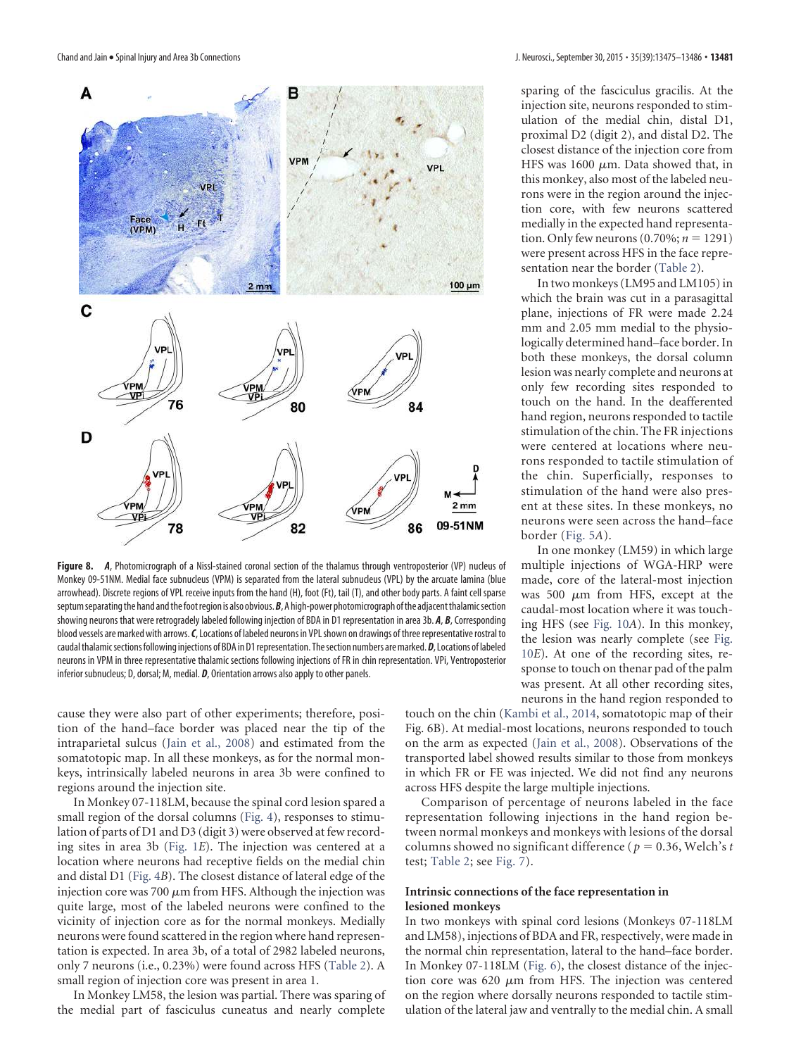**Figure 8.** ***A***, Photomicrograph of a Nissl-stained coronal section of the thalamus through ventroposterior (VP) nucleus of Monkey 09-51NM. Medial face subnucleus (VPM) is separated from the lateral subnucleus (VPL) by the arcuate lamina (blue arrowhead). Discrete regions of VPL receive inputs from the hand (H), foot (Ft), tail (T), and other body parts. A faint cell sparse septum separating the hand and the foot region is also obvious. ***B***, A high-power photomicrograph of the adjacent thalamic section showing neurons that were retrogradely labeled following injection of BDA in D1 representation in area 3b. ***A***, ***B***, Corresponding blood vessels are marked with arrows. ***C***, Locations of labeled neurons in VPL shown on drawings of three representative rostral to caudal thalamic sections following injections of BDA in D1 representation. The section numbers are marked. ***D***, Locations of labeled neurons in VPM in three representative thalamic sections following injections of FR in chin representation. VPi, Ventroposterior inferior subnucleus; D, dorsal; M, medial. ***D***, Orientation arrows also apply to other panels.

cause they were also part of other experiments; therefore, position of the hand–face border was placed near the tip of the intraparietal sulcus (Jain et al., 2008) and estimated from the somatotopic map. In all these monkeys, as for the normal monkeys, intrinsically labeled neurons in area 3b were confined to regions around the injection site.

In Monkey 07-118LM, because the spinal cord lesion spared a small region of the dorsal columns (Fig. 4), responses to stimulation of parts of D1 and D3 (digit 3) were observed at few recording sites in area 3b (Fig. 1*E*). The injection was centered at a location where neurons had receptive fields on the medial chin and distal D1 (Fig. 4*B*). The closest distance of lateral edge of the injection core was 700 $\mu$m from HFS. Although the injection was quite large, most of the labeled neurons were confined to the vicinity of injection core as for the normal monkeys. Medially neurons were found scattered in the region where hand representation is expected. In area 3b, of a total of 2982 labeled neurons, only 7 neurons (i.e., 0.23%) were found across HFS (Table 2). A small region of injection core was present in area 1.

In Monkey LM58, the lesion was partial. There was sparing of the medial part of fasciculus cuneatus and nearly complete sparing of the fasciculus gracilis. At the injection site, neurons responded to stimulation of the medial chin, distal D1, proximal D2 (digit 2), and distal D2. The closest distance of the injection core from HFS was 1600 $\mu$m. Data showed that, in this monkey, also most of the labeled neurons were in the region around the injection core, with few neurons scattered medially in the expected hand representation. Only few neurons (0.70%; $n = 1291$) were present across HFS in the face representation near the border (Table 2).

In two monkeys (LM95 and LM105) in which the brain was cut in a parasagittal plane, injections of FR were made 2.24 mm and 2.05 mm medial to the physiologically determined hand–face border. In both these monkeys, the dorsal column lesion was nearly complete and neurons at only few recording sites responded to touch on the hand. In the deafferented hand region, neurons responded to tactile stimulation of the chin. The FR injections were centered at locations where neurons responded to tactile stimulation of the chin. Superficially, responses to stimulation of the hand were also present at these sites. In these monkeys, no neurons were seen across the hand–face border (Fig. 5*A*).

In one monkey (LM59) in which large multiple injections of WGA-HRP were made, core of the lateral-most injection was 500 $\mu$m from HFS, except at the caudal-most location where it was touching HFS (see Fig. 10*A*). In this monkey, the lesion was nearly complete (see Fig. 10*E*). At one of the recording sites, response to touch on thenar pad of the palm was present. At all other recording sites, neurons in the hand region responded to touch on the chin (Kambi et al., 2014, somatotopic map of their Fig. 6B). At medial-most locations, neurons responded to touch on the arm as expected (Jain et al., 2008). Observations of the transported label showed results similar to those from monkeys in which FR or FE was injected. We did not find any neurons across HFS despite the large multiple injections.

Comparison of percentage of neurons labeled in the face representation following injections in the hand region between normal monkeys and monkeys with lesions of the dorsal columns showed no significant difference ($p = 0.36$, Welch's *t* test; Table 2; see Fig. 7).

### Intrinsic connections of the face representation in lesioned monkeys

In two monkeys with spinal cord lesions (Monkeys 07-118LM and LM58), injections of BDA and FR, respectively, were made in the normal chin representation, lateral to the hand–face border. In Monkey 07-118LM (Fig. 6), the closest distance of the injection core was 620 $\mu$m from HFS. The injection was centered on the region where dorsally neurons responded to tactile stimulation of the lateral jaw and ventrally to the medial chin. A small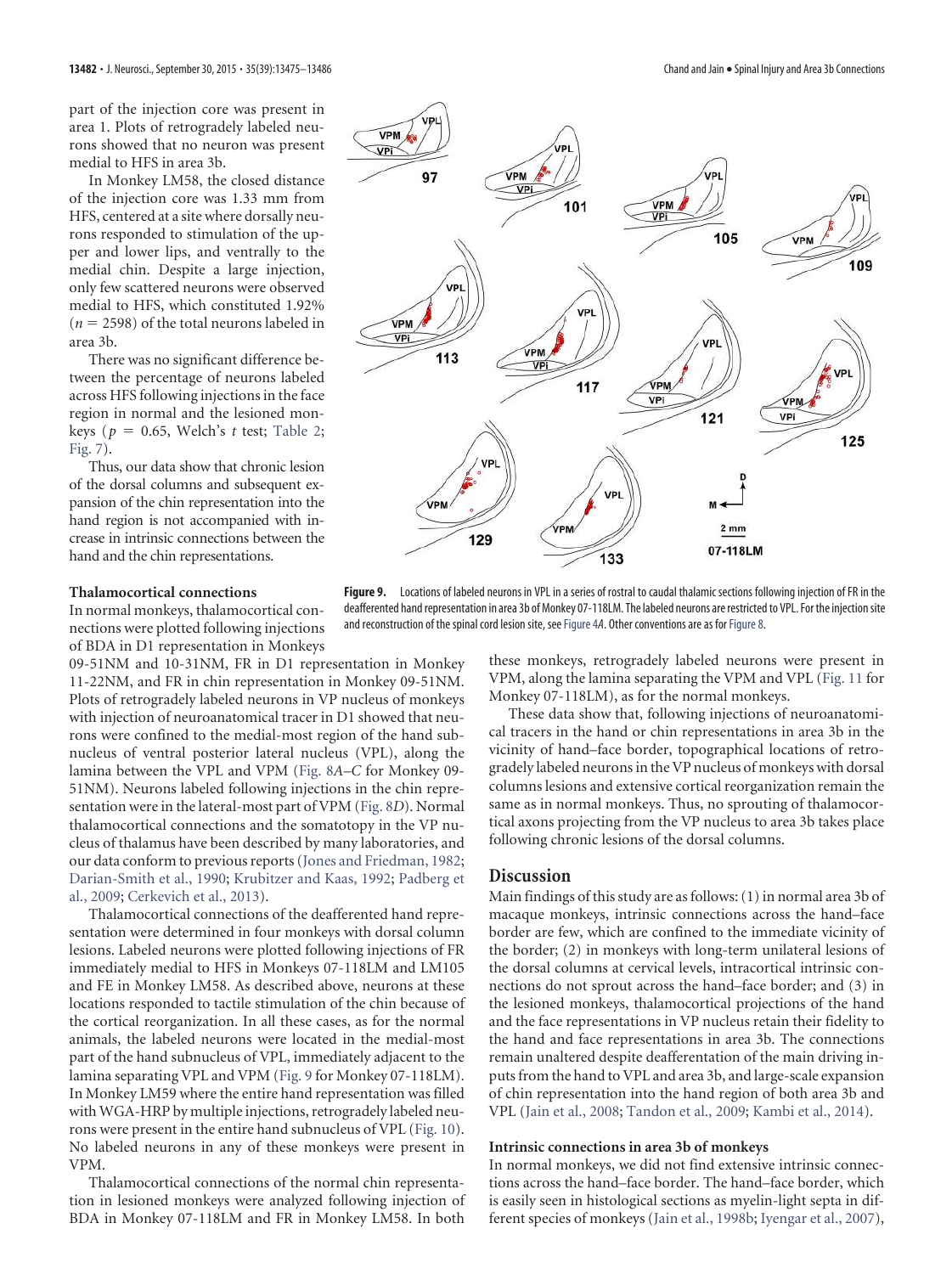part of the injection core was present in area 1. Plots of retrogradely labeled neurons showed that no neuron was present medial to HFS in area 3b.

In Monkey LM58, the closed distance of the injection core was 1.33 mm from HFS, centered at a site where dorsally neurons responded to stimulation of the upper and lower lips, and ventrally to the medial chin. Despite a large injection, only few scattered neurons were observed medial to HFS, which constituted 1.92% ($n = 2598$) of the total neurons labeled in area 3b.

There was no significant difference between the percentage of neurons labeled across HFS following injections in the face region in normal and the lesioned monkeys ($p = 0.65$, Welch's $t$ test; Table 2; Fig. 7).

Thus, our data show that chronic lesion of the dorsal columns and subsequent expansion of the chin representation into the hand region is not accompanied with increase in intrinsic connections between the hand and the chin representations.

### Thalamocortical connections

In normal monkeys, thalamocortical connections were plotted following injections of BDA in D1 representation in Monkeys 09-51NM and 10-31NM, FR in D1 representation in Monkey 11-22NM, and FR in chin representation in Monkey 09-51NM. Plots of retrogradely labeled neurons in VP nucleus of monkeys with injection of neuroanatomical tracer in D1 showed that neurons were confined to the medial-most region of the hand subnucleus of ventral posterior lateral nucleus (VPL), along the lamina between the VPL and VPM (Fig. 8*A–C* for Monkey 09-51NM). Neurons labeled following injections in the chin representation were in the lateral-most part of VPM (Fig. 8*D*). Normal thalamocortical connections and the somatotopy in the VP nucleus of thalamus have been described by many laboratories, and our data conform to previous reports (Jones and Friedman, 1982; Darian-Smith et al., 1990; Krubitzer and Kaas, 1992; Padberg et al., 2009; Cerkevich et al., 2013).

Thalamocortical connections of the deafferented hand representation were determined in four monkeys with dorsal column lesions. Labeled neurons were plotted following injections of FR immediately medial to HFS in Monkeys 07-118LM and LM105 and FE in Monkey LM58. As described above, neurons at these locations responded to tactile stimulation of the chin because of the cortical reorganization. In all these cases, as for the normal animals, the labeled neurons were located in the medial-most part of the hand subnucleus of VPL, immediately adjacent to the lamina separating VPL and VPM (Fig. 9 for Monkey 07-118LM). In Monkey LM59 where the entire hand representation was filled with WGA-HRP by multiple injections, retrogradely labeled neurons were present in the entire hand subnucleus of VPL (Fig. 10). No labeled neurons in any of these monkeys were present in VPM.

Thalamocortical connections of the normal chin representation in lesioned monkeys were analyzed following injection of BDA in Monkey 07-118LM and FR in Monkey LM58. In both these monkeys, retrogradely labeled neurons were present in VPM, along the lamina separating the VPM and VPL (Fig. 11 for Monkey 07-118LM), as for the normal monkeys.

These data show that, following injections of neuroanatomical tracers in the hand or chin representations in area 3b in the vicinity of hand–face border, topographical locations of retrogradely labeled neurons in the VP nucleus of monkeys with dorsal columns lesions and extensive cortical reorganization remain the same as in normal monkeys. Thus, no sprouting of thalamocortical axons projecting from the VP nucleus to area 3b takes place following chronic lesions of the dorsal columns.

**Figure 9.** Locations of labeled neurons in VPL in a series of rostral to caudal thalamic sections following injection of FR in the deafferented hand representation in area 3b of Monkey 07-118LM. The labeled neurons are restricted to VPL. For the injection site and reconstruction of the spinal cord lesion site, see Figure 4*A*. Other conventions are as for Figure 8.

## Discussion

Main findings of this study are as follows: (1) in normal area 3b of macaque monkeys, intrinsic connections across the hand–face border are few, which are confined to the immediate vicinity of the border; (2) in monkeys with long-term unilateral lesions of the dorsal columns at cervical levels, intracortical intrinsic connections do not sprout across the hand–face border; and (3) in the lesioned monkeys, thalamocortical projections of the hand and the face representations in VP nucleus retain their fidelity to the hand and face representations in area 3b. The connections remain unaltered despite deafferentation of the main driving inputs from the hand to VPL and area 3b, and large-scale expansion of chin representation into the hand region of both area 3b and VPL (Jain et al., 2008; Tandon et al., 2009; Kambi et al., 2014).

### Intrinsic connections in area 3b of monkeys

In normal monkeys, we did not find extensive intrinsic connections across the hand–face border. The hand–face border, which is easily seen in histological sections as myelin-light septa in different species of monkeys (Jain et al., 1998b; Iyengar et al., 2007),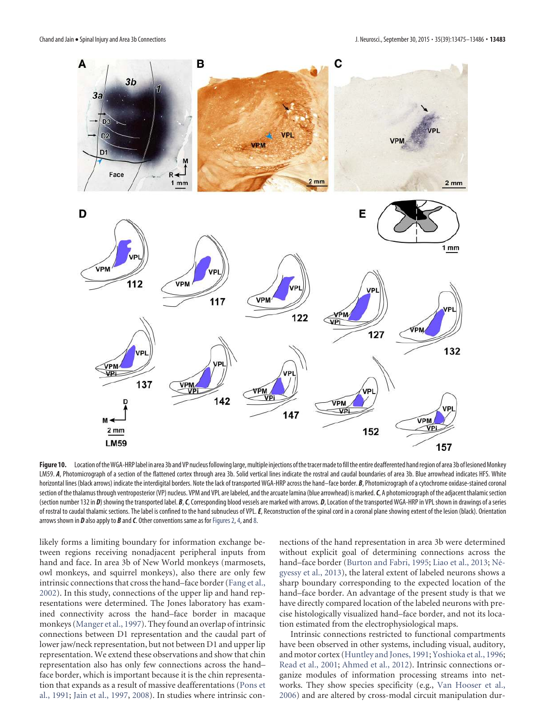**Figure 10.** Location of the WGA-HRP label in area 3b and VP nucleus following large, multiple injections of the tracer made to fill the entire deafferented hand region of area 3b of lesioned Monkey LM59. ***A***, Photomicrograph of a section of the flattened cortex through area 3b. Solid vertical lines indicate the rostral and caudal boundaries of area 3b. Blue arrowhead indicates HFS. White horizontal lines (black arrows) indicate the interdigital borders. Note the lack of transported WGA-HRP across the hand–face border. ***B***, Photomicrograph of a cytochrome oxidase-stained coronal section of the thalamus through ventroposterior (VP) nucleus. VPM and VPL are labeled, and the arcuate lamina (blue arrowhead) is marked. ***C***, A photomicrograph of the adjacent thalamic section (section number 132 in ***D***) showing the transported label. ***B***, ***C***, Corresponding blood vessels are marked with arrows. ***D***, Location of the transported WGA-HRP in VPL shown in drawings of a series of rostral to caudal thalamic sections. The label is confined to the hand subnucleus of VPL. ***E***, Reconstruction of the spinal cord in a coronal plane showing extent of the lesion (black). Orientation arrows shown in ***D*** also apply to ***B*** and ***C***. Other conventions same as for Figures 2, 4, and 8.

likely forms a limiting boundary for information exchange between regions receiving nonadjacent peripheral inputs from hand and face. In area 3b of New World monkeys (marmosets, owl monkeys, and squirrel monkeys), also there are only few intrinsic connections that cross the hand–face border (Fang et al., 2002). In this study, connections of the upper lip and hand representations were determined. The Jones laboratory has examined connectivity across the hand–face border in macaque monkeys (Manger et al., 1997). They found an overlap of intrinsic connections between D1 representation and the caudal part of lower jaw/neck representation, but not between D1 and upper lip representation. We extend these observations and show that chin representation also has only few connections across the hand–face border, which is important because it is the chin representation that expands as a result of massive deafferentations (Pons et al., 1991; Jain et al., 1997, 2008). In studies where intrinsic connections of the hand representation in area 3b were determined without explicit goal of determining connections across the hand–face border (Burton and Fabri, 1995; Liao et al., 2013; Négyessy et al., 2013), the lateral extent of labeled neurons shows a sharp boundary corresponding to the expected location of the hand–face border. An advantage of the present study is that we have directly compared location of the labeled neurons with precise histologically visualized hand–face border, and not its location estimated from the electrophysiological maps.

Intrinsic connections restricted to functional compartments have been observed in other systems, including visual, auditory, and motor cortex (Huntley and Jones, 1991; Yoshioka et al., 1996; Read et al., 2001; Ahmed et al., 2012). Intrinsic connections organize modules of information processing streams into networks. They show species specificity (e.g., Van Hooser et al., 2006) and are altered by cross-modal circuit manipulation dur-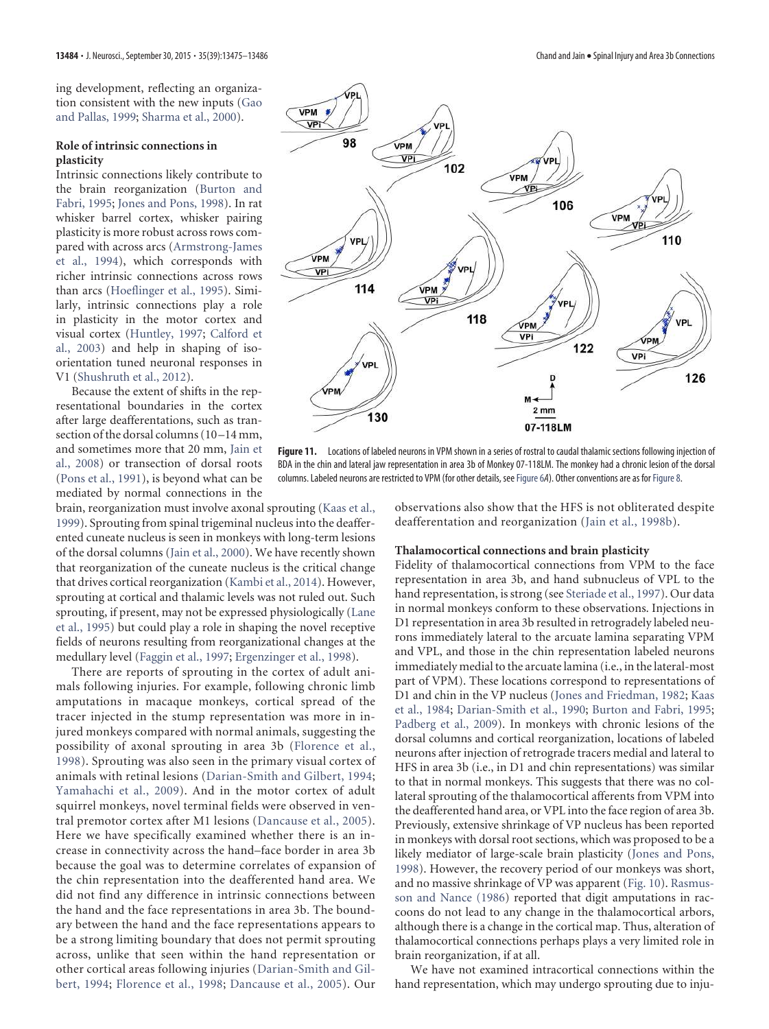ing development, reflecting an organization consistent with the new inputs (Gao and Pallas, 1999; Sharma et al., 2000).

### Role of intrinsic connections in plasticity

Intrinsic connections likely contribute to the brain reorganization (Burton and Fabri, 1995; Jones and Pons, 1998). In rat whisker barrel cortex, whisker pairing plasticity is more robust across rows compared with across arcs (Armstrong-James et al., 1994), which corresponds with richer intrinsic connections across rows than arcs (Hoeflinger et al., 1995). Similarly, intrinsic connections play a role in plasticity in the motor cortex and visual cortex (Huntley, 1997; Calford et al., 2003) and help in shaping of iso-orientation tuned neuronal responses in V1 (Shushruth et al., 2012).

Because the extent of shifts in the representational boundaries in the cortex after large deafferentations, such as transection of the dorsal columns (10–14 mm, and sometimes more that 20 mm, Jain et al., 2008) or transection of dorsal roots (Pons et al., 1991), is beyond what can be mediated by normal connections in the brain, reorganization must involve axonal sprouting (Kaas et al., 1999). Sprouting from spinal trigeminal nucleus into the deafferented cuneate nucleus is seen in monkeys with long-term lesions of the dorsal columns (Jain et al., 2000). We have recently shown that reorganization of the cuneate nucleus is the critical change that drives cortical reorganization (Kambi et al., 2014). However, sprouting at cortical and thalamic levels was not ruled out. Such sprouting, if present, may not be expressed physiologically (Lane et al., 1995) but could play a role in shaping the novel receptive fields of neurons resulting from reorganizational changes at the medullary level (Faggin et al., 1997; Ergenzinger et al., 1998).

There are reports of sprouting in the cortex of adult animals following injuries. For example, following chronic limb amputations in macaque monkeys, cortical spread of the tracer injected in the stump representation was more in injured monkeys compared with normal animals, suggesting the possibility of axonal sprouting in area 3b (Florence et al., 1998). Sprouting was also seen in the primary visual cortex of animals with retinal lesions (Darian-Smith and Gilbert, 1994; Yamahachi et al., 2009). And in the motor cortex of adult squirrel monkeys, novel terminal fields were observed in ventral premotor cortex after M1 lesions (Dancause et al., 2005). Here we have specifically examined whether there is an increase in connectivity across the hand–face border in area 3b because the goal was to determine correlates of expansion of the chin representation into the deafferented hand area. We did not find any difference in intrinsic connections between the hand and the face representations in area 3b. The boundary between the hand and the face representations appears to be a strong limiting boundary that does not permit sprouting across, unlike that seen within the hand representation or other cortical areas following injuries (Darian-Smith and Gilbert, 1994; Florence et al., 1998; Dancause et al., 2005). Our observations also show that the HFS is not obliterated despite deafferentation and reorganization (Jain et al., 1998b).

**Figure 11.** Locations of labeled neurons in VPM shown in a series of rostral to caudal thalamic sections following injection of BDA in the chin and lateral jaw representation in area 3b of Monkey 07-118LM. The monkey had a chronic lesion of the dorsal columns. Labeled neurons are restricted to VPM (for other details, see Figure 6A). Other conventions are as for Figure 8.

### Thalamocortical connections and brain plasticity

Fidelity of thalamocortical connections from VPM to the face representation in area 3b, and hand subnucleus of VPL to the hand representation, is strong (see Steriade et al., 1997). Our data in normal monkeys conform to these observations. Injections in D1 representation in area 3b resulted in retrogradely labeled neurons immediately lateral to the arcuate lamina separating VPM and VPL, and those in the chin representation labeled neurons immediately medial to the arcuate lamina (i.e., in the lateral-most part of VPM). These locations correspond to representations of D1 and chin in the VP nucleus (Jones and Friedman, 1982; Kaas et al., 1984; Darian-Smith et al., 1990; Burton and Fabri, 1995; Padberg et al., 2009). In monkeys with chronic lesions of the dorsal columns and cortical reorganization, locations of labeled neurons after injection of retrograde tracers medial and lateral to HFS in area 3b (i.e., in D1 and chin representations) was similar to that in normal monkeys. This suggests that there was no collateral sprouting of the thalamocortical afferents from VPM into the deafferented hand area, or VPL into the face region of area 3b. Previously, extensive shrinkage of VP nucleus has been reported in monkeys with dorsal root sections, which was proposed to be a likely mediator of large-scale brain plasticity (Jones and Pons, 1998). However, the recovery period of our monkeys was short, and no massive shrinkage of VP was apparent (Fig. 10). Rasmusson and Nance (1986) reported that digit amputations in raccoons do not lead to any change in the thalamocortical arbors, although there is a change in the cortical map. Thus, alteration of thalamocortical connections perhaps plays a very limited role in brain reorganization, if at all.

We have not examined intracortical connections within the hand representation, which may undergo sprouting due to inju-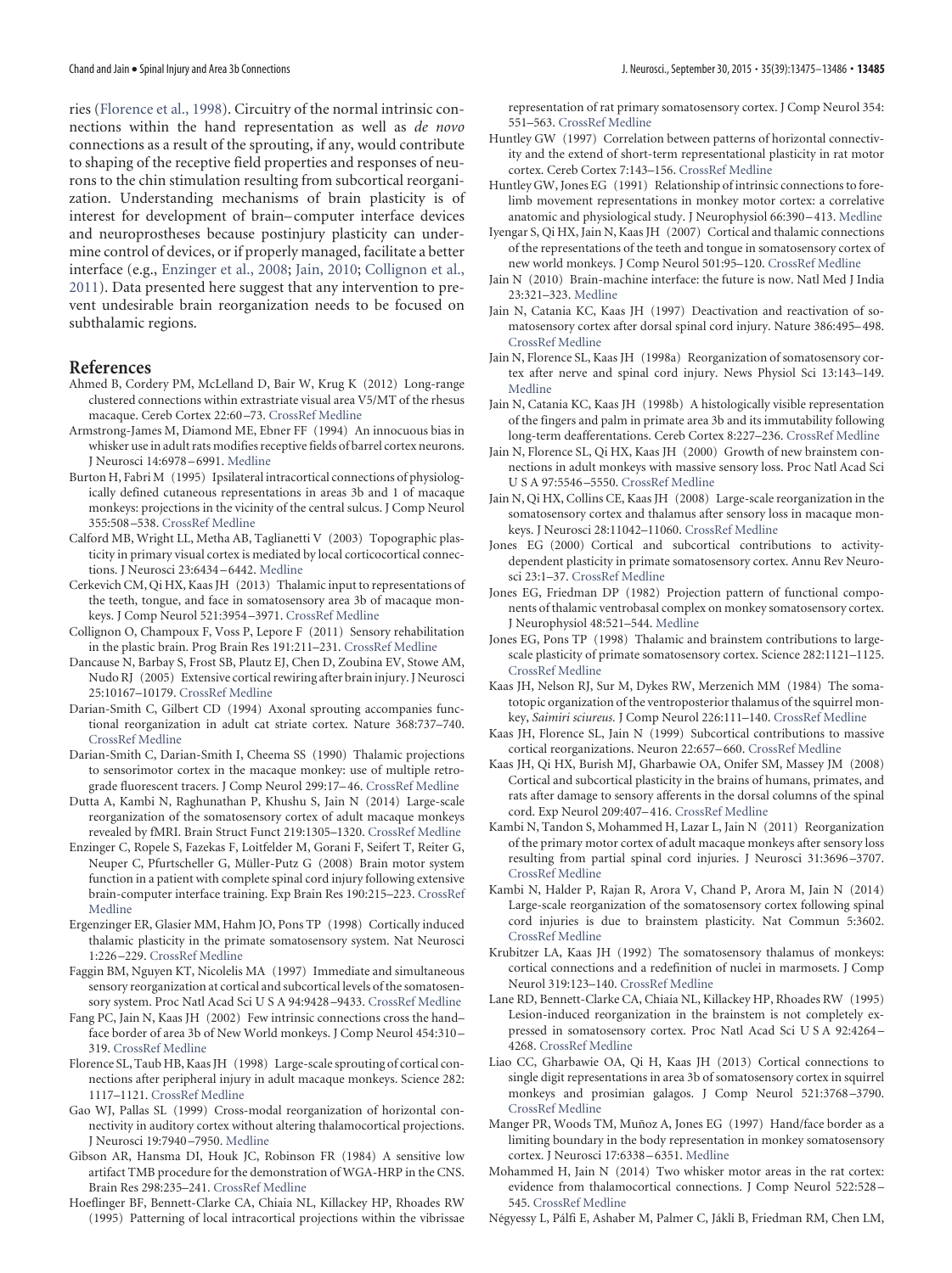ries (Florence et al., 1998). Circuitry of the normal intrinsic connections within the hand representation as well as *de novo* connections as a result of the sprouting, if any, would contribute to shaping of the receptive field properties and responses of neurons to the chin stimulation resulting from subcortical reorganization. Understanding mechanisms of brain plasticity is of interest for development of brain–computer interface devices and neuroprostheses because postinjury plasticity can undermine control of devices, or if properly managed, facilitate a better interface (e.g., Enzinger et al., 2008; Jain, 2010; Collignon et al., 2011). Data presented here suggest that any intervention to prevent undesirable brain reorganization needs to be focused on subthalamic regions.

## References

Ahmed B, Cordery PM, McLelland D, Bair W, Krug K (2012) Long-range clustered connections within extrastriate visual area V5/MT of the rhesus macaque. Cereb Cortex 22:60–73. CrossRef Medline

Armstrong-James M, Diamond ME, Ebner FF (1994) An innocuous bias in whisker use in adult rats modifies receptive fields of barrel cortex neurons. J Neurosci 14:6978–6991. Medline

Burton H, Fabri M (1995) Ipsilateral intracortical connections of physiologically defined cutaneous representations in areas 3b and 1 of macaque monkeys: projections in the vicinity of the central sulcus. J Comp Neurol 355:508–538. CrossRef Medline

Calford MB, Wright LL, Metha AB, Taglianetti V (2003) Topographic plasticity in primary visual cortex is mediated by local corticocortical connections. J Neurosci 23:6434–6442. Medline

Cerkevich CM, Qi HX, Kaas JH (2013) Thalamic input to representations of the teeth, tongue, and face in somatosensory area 3b of macaque monkeys. J Comp Neurol 521:3954–3971. CrossRef Medline

Collignon O, Champoux F, Voss P, Lepore F (2011) Sensory rehabilitation in the plastic brain. Prog Brain Res 191:211–231. CrossRef Medline

Dancause N, Barbay S, Frost SB, Plautz EJ, Chen D, Zoubina EV, Stowe AM, Nudo RJ (2005) Extensive cortical rewiring after brain injury. J Neurosci 25:10167–10179. CrossRef Medline

Darian-Smith C, Gilbert CD (1994) Axonal sprouting accompanies functional reorganization in adult cat striate cortex. Nature 368:737–740. CrossRef Medline

Darian-Smith C, Darian-Smith I, Cheema SS (1990) Thalamic projections to sensorimotor cortex in the macaque monkey: use of multiple retrograde fluorescent tracers. J Comp Neurol 299:17–46. CrossRef Medline

Dutta A, Kambi N, Raghunathan P, Khushu S, Jain N (2014) Large-scale reorganization of the somatosensory cortex of adult macaque monkeys revealed by fMRI. Brain Struct Funct 219:1305–1320. CrossRef Medline

Enzinger C, Ropele S, Fazekas F, Loitfelder M, Gorani F, Seifert T, Reiter G, Neuper C, Pfurtscheller G, Müller-Putz G (2008) Brain motor system function in a patient with complete spinal cord injury following extensive brain-computer interface training. Exp Brain Res 190:215–223. CrossRef Medline

Ergenzinger ER, Glasier MM, Hahm JO, Pons TP (1998) Cortically induced thalamic plasticity in the primate somatosensory system. Nat Neurosci 1:226–229. CrossRef Medline

Faggin BM, Nguyen KT, Nicolelis MA (1997) Immediate and simultaneous sensory reorganization at cortical and subcortical levels of the somatosensory system. Proc Natl Acad Sci U S A 94:9428–9433. CrossRef Medline

Fang PC, Jain N, Kaas JH (2002) Few intrinsic connections cross the hand–face border of area 3b of New World monkeys. J Comp Neurol 454:310–319. CrossRef Medline

Florence SL, Taub HB, Kaas JH (1998) Large-scale sprouting of cortical connections after peripheral injury in adult macaque monkeys. Science 282:1117–1121. CrossRef Medline

Gao WJ, Pallas SL (1999) Cross-modal reorganization of horizontal connectivity in auditory cortex without altering thalamocortical projections. J Neurosci 19:7940–7950. Medline

Gibson AR, Hansma DI, Houk JC, Robinson FR (1984) A sensitive low artifact TMB procedure for the demonstration of WGA-HRP in the CNS. Brain Res 298:235–241. CrossRef Medline

Hoeflinger BF, Bennett-Clarke CA, Chiaia NL, Killackey HP, Rhoades RW (1995) Patterning of local intracortical projections within the vibrissae representation of rat primary somatosensory cortex. J Comp Neurol 354:551–563. CrossRef Medline

Huntley GW (1997) Correlation between patterns of horizontal connectivity and the extend of short-term representational plasticity in rat motor cortex. Cereb Cortex 7:143–156. CrossRef Medline

Huntley GW, Jones EG (1991) Relationship of intrinsic connections to forelimb movement representations in monkey motor cortex: a correlative anatomic and physiological study. J Neurophysiol 66:390–413. Medline

Iyengar S, Qi HX, Jain N, Kaas JH (2007) Cortical and thalamic connections of the representations of the teeth and tongue in somatosensory cortex of new world monkeys. J Comp Neurol 501:95–120. CrossRef Medline

Jain N (2010) Brain-machine interface: the future is now. Natl Med J India 23:321–323. Medline

Jain N, Catania KC, Kaas JH (1997) Deactivation and reactivation of somatosensory cortex after dorsal spinal cord injury. Nature 386:495–498. CrossRef Medline

Jain N, Florence SL, Kaas JH (1998a) Reorganization of somatosensory cortex after nerve and spinal cord injury. News Physiol Sci 13:143–149. Medline

Jain N, Catania KC, Kaas JH (1998b) A histologically visible representation of the fingers and palm in primate area 3b and its immutability following long-term deafferentations. Cereb Cortex 8:227–236. CrossRef Medline

Jain N, Florence SL, Qi HX, Kaas JH (2000) Growth of new brainstem connections in adult monkeys with massive sensory loss. Proc Natl Acad Sci U S A 97:5546–5550. CrossRef Medline

Jain N, Qi HX, Collins CE, Kaas JH (2008) Large-scale reorganization in the somatosensory cortex and thalamus after sensory loss in macaque monkeys. J Neurosci 28:11042–11060. CrossRef Medline

Jones EG (2000) Cortical and subcortical contributions to activity-dependent plasticity in primate somatosensory cortex. Annu Rev Neurosci 23:1–37. CrossRef Medline

Jones EG, Friedman DP (1982) Projection pattern of functional components of thalamic ventrobasal complex on monkey somatosensory cortex. J Neurophysiol 48:521–544. Medline

Jones EG, Pons TP (1998) Thalamic and brainstem contributions to large-scale plasticity of primate somatosensory cortex. Science 282:1121–1125. CrossRef Medline

Kaas JH, Nelson RJ, Sur M, Dykes RW, Merzenich MM (1984) The somatotopic organization of the ventroposterior thalamus of the squirrel monkey, *Saimiri sciureus.* J Comp Neurol 226:111–140. CrossRef Medline

Kaas JH, Florence SL, Jain N (1999) Subcortical contributions to massive cortical reorganizations. Neuron 22:657–660. CrossRef Medline

Kaas JH, Qi HX, Burish MJ, Gharbawie OA, Onifer SM, Massey JM (2008) Cortical and subcortical plasticity in the brains of humans, primates, and rats after damage to sensory afferents in the dorsal columns of the spinal cord. Exp Neurol 209:407–416. CrossRef Medline

Kambi N, Tandon S, Mohammed H, Lazar L, Jain N (2011) Reorganization of the primary motor cortex of adult macaque monkeys after sensory loss resulting from partial spinal cord injuries. J Neurosci 31:3696–3707. CrossRef Medline

Kambi N, Halder P, Rajan R, Arora V, Chand P, Arora M, Jain N (2014) Large-scale reorganization of the somatosensory cortex following spinal cord injuries is due to brainstem plasticity. Nat Commun 5:3602. CrossRef Medline

Krubitzer LA, Kaas JH (1992) The somatosensory thalamus of monkeys: cortical connections and a redefinition of nuclei in marmosets. J Comp Neurol 319:123–140. CrossRef Medline

Lane RD, Bennett-Clarke CA, Chiaia NL, Killackey HP, Rhoades RW (1995) Lesion-induced reorganization in the brainstem is not completely expressed in somatosensory cortex. Proc Natl Acad Sci U S A 92:4264–4268. CrossRef Medline

Liao CC, Gharbawie OA, Qi H, Kaas JH (2013) Cortical connections to single digit representations in area 3b of somatosensory cortex in squirrel monkeys and prosimian galagos. J Comp Neurol 521:3768–3790. CrossRef Medline

Manger PR, Woods TM, Muñoz A, Jones EG (1997) Hand/face border as a limiting boundary in the body representation in monkey somatosensory cortex. J Neurosci 17:6338–6351. Medline

Mohammed H, Jain N (2014) Two whisker motor areas in the rat cortex: evidence from thalamocortical connections. J Comp Neurol 522:528–545. CrossRef Medline

Négyessy L, Pálfi E, Ashaber M, Palmer C, Jákli B, Friedman RM, Chen LM,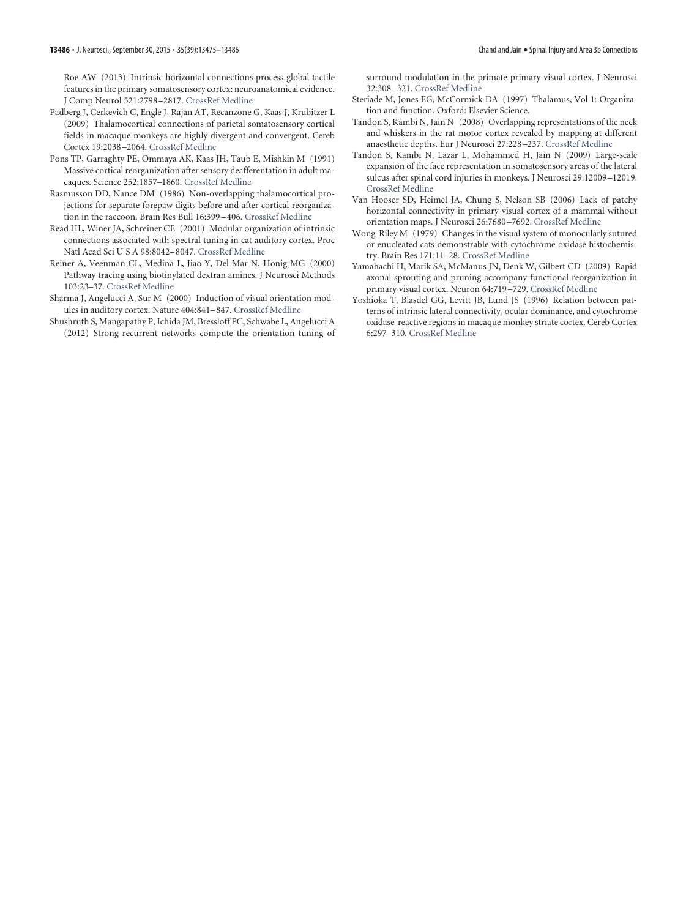Roe AW (2013) Intrinsic horizontal connections process global tactile features in the primary somatosensory cortex: neuroanatomical evidence. J Comp Neurol 521:2798–2817. CrossRef Medline

Padberg J, Cerkevich C, Engle J, Rajan AT, Recanzone G, Kaas J, Krubitzer L (2009) Thalamocortical connections of parietal somatosensory cortical fields in macaque monkeys are highly divergent and convergent. Cereb Cortex 19:2038–2064. CrossRef Medline

Pons TP, Garraghty PE, Ommaya AK, Kaas JH, Taub E, Mishkin M (1991) Massive cortical reorganization after sensory deafferentation in adult macaques. Science 252:1857–1860. CrossRef Medline

Rasmusson DD, Nance DM (1986) Non-overlapping thalamocortical projections for separate forepaw digits before and after cortical reorganization in the raccoon. Brain Res Bull 16:399–406. CrossRef Medline

Read HL, Winer JA, Schreiner CE (2001) Modular organization of intrinsic connections associated with spectral tuning in cat auditory cortex. Proc Natl Acad Sci U S A 98:8042–8047. CrossRef Medline

Reiner A, Veenman CL, Medina L, Jiao Y, Del Mar N, Honig MG (2000) Pathway tracing using biotinylated dextran amines. J Neurosci Methods 103:23–37. CrossRef Medline

Sharma J, Angelucci A, Sur M (2000) Induction of visual orientation modules in auditory cortex. Nature 404:841–847. CrossRef Medline

Shushruth S, Mangapathy P, Ichida JM, Bressloff PC, Schwabe L, Angelucci A (2012) Strong recurrent networks compute the orientation tuning of surround modulation in the primate primary visual cortex. J Neurosci 32:308–321. CrossRef Medline

Steriade M, Jones EG, McCormick DA (1997) Thalamus, Vol 1: Organization and function. Oxford: Elsevier Science.

Tandon S, Kambi N, Jain N (2008) Overlapping representations of the neck and whiskers in the rat motor cortex revealed by mapping at different anaesthetic depths. Eur J Neurosci 27:228–237. CrossRef Medline

Tandon S, Kambi N, Lazar L, Mohammed H, Jain N (2009) Large-scale expansion of the face representation in somatosensory areas of the lateral sulcus after spinal cord injuries in monkeys. J Neurosci 29:12009–12019. CrossRef Medline

Van Hooser SD, Heimel JA, Chung S, Nelson SB (2006) Lack of patchy horizontal connectivity in primary visual cortex of a mammal without orientation maps. J Neurosci 26:7680–7692. CrossRef Medline

Wong-Riley M (1979) Changes in the visual system of monocularly sutured or enucleated cats demonstrable with cytochrome oxidase histochemistry. Brain Res 171:11–28. CrossRef Medline

Yamahachi H, Marik SA, McManus JN, Denk W, Gilbert CD (2009) Rapid axonal sprouting and pruning accompany functional reorganization in primary visual cortex. Neuron 64:719–729. CrossRef Medline

Yoshioka T, Blasdel GG, Levitt JB, Lund JS (1996) Relation between patterns of intrinsic lateral connectivity, ocular dominance, and cytochrome oxidase-reactive regions in macaque monkey striate cortex. Cereb Cortex 6:297–310. CrossRef Medline